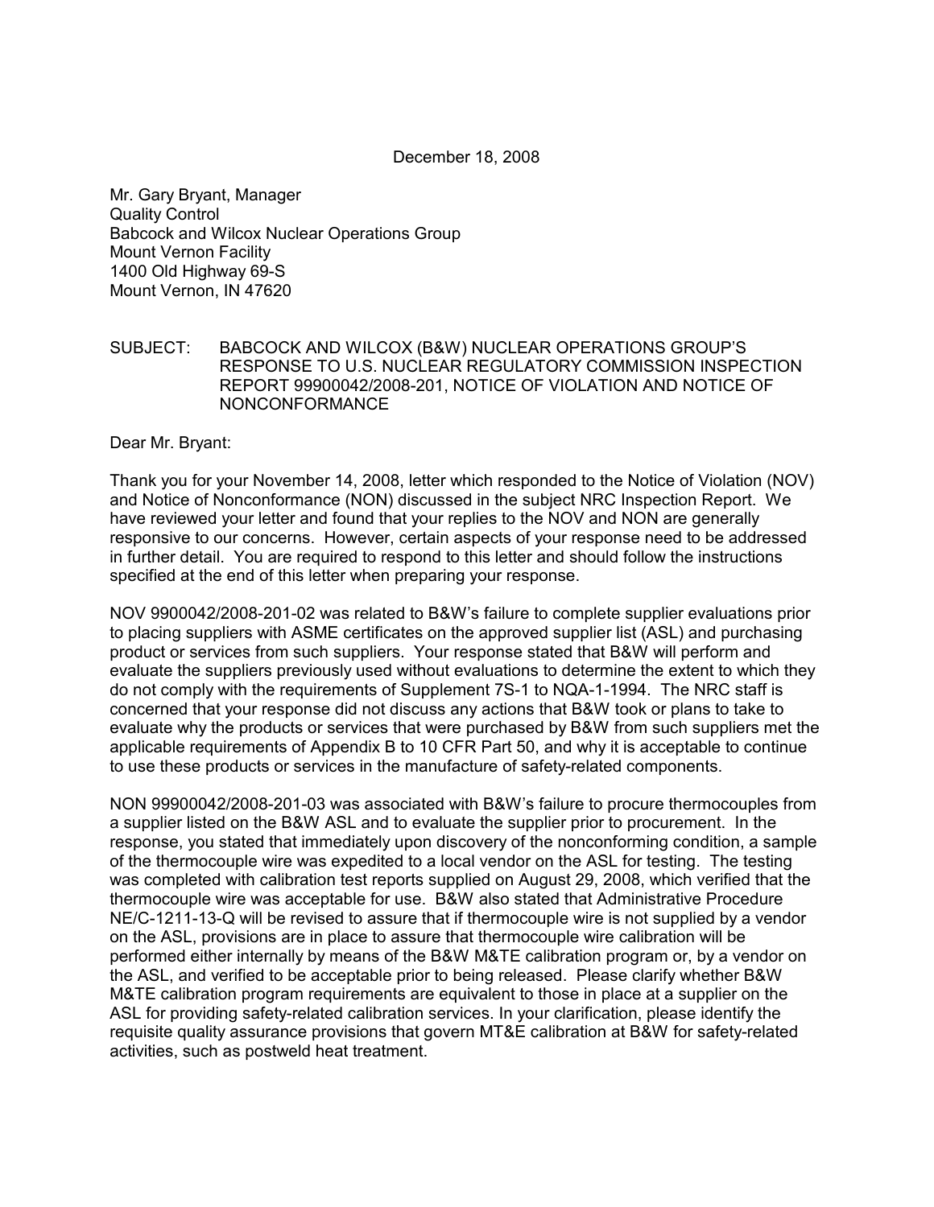December 18, 2008

Mr. Gary Bryant, Manager
Quality Control
Babcock and Wilcox Nuclear Operations Group
Mount Vernon Facility
1400 Old Highway 69-S
Mount Vernon, IN 47620

SUBJECT: BABCOCK AND WILCOX (B&W) NUCLEAR OPERATIONS GROUP'S RESPONSE TO U.S. NUCLEAR REGULATORY COMMISSION INSPECTION REPORT 99900042/2008-201, NOTICE OF VIOLATION AND NOTICE OF NONCONFORMANCE

Dear Mr. Bryant:

Thank you for your November 14, 2008, letter which responded to the Notice of Violation (NOV) and Notice of Nonconformance (NON) discussed in the subject NRC Inspection Report. We have reviewed your letter and found that your replies to the NOV and NON are generally responsive to our concerns. However, certain aspects of your response need to be addressed in further detail. You are required to respond to this letter and should follow the instructions specified at the end of this letter when preparing your response.

NOV 9900042/2008-201-02 was related to B&W's failure to complete supplier evaluations prior to placing suppliers with ASME certificates on the approved supplier list (ASL) and purchasing product or services from such suppliers. Your response stated that B&W will perform and evaluate the suppliers previously used without evaluations to determine the extent to which they do not comply with the requirements of Supplement 7S-1 to NQA-1-1994. The NRC staff is concerned that your response did not discuss any actions that B&W took or plans to take to evaluate why the products or services that were purchased by B&W from such suppliers met the applicable requirements of Appendix B to 10 CFR Part 50, and why it is acceptable to continue to use these products or services in the manufacture of safety-related components.

NON 99900042/2008-201-03 was associated with B&W's failure to procure thermocouples from a supplier listed on the B&W ASL and to evaluate the supplier prior to procurement. In the response, you stated that immediately upon discovery of the nonconforming condition, a sample of the thermocouple wire was expedited to a local vendor on the ASL for testing. The testing was completed with calibration test reports supplied on August 29, 2008, which verified that the thermocouple wire was acceptable for use. B&W also stated that Administrative Procedure NE/C-1211-13-Q will be revised to assure that if thermocouple wire is not supplied by a vendor on the ASL, provisions are in place to assure that thermocouple wire calibration will be performed either internally by means of the B&W M&TE calibration program or, by a vendor on the ASL, and verified to be acceptable prior to being released. Please clarify whether B&W M&TE calibration program requirements are equivalent to those in place at a supplier on the ASL for providing safety-related calibration services. In your clarification, please identify the requisite quality assurance provisions that govern MT&E calibration at B&W for safety-related activities, such as postweld heat treatment.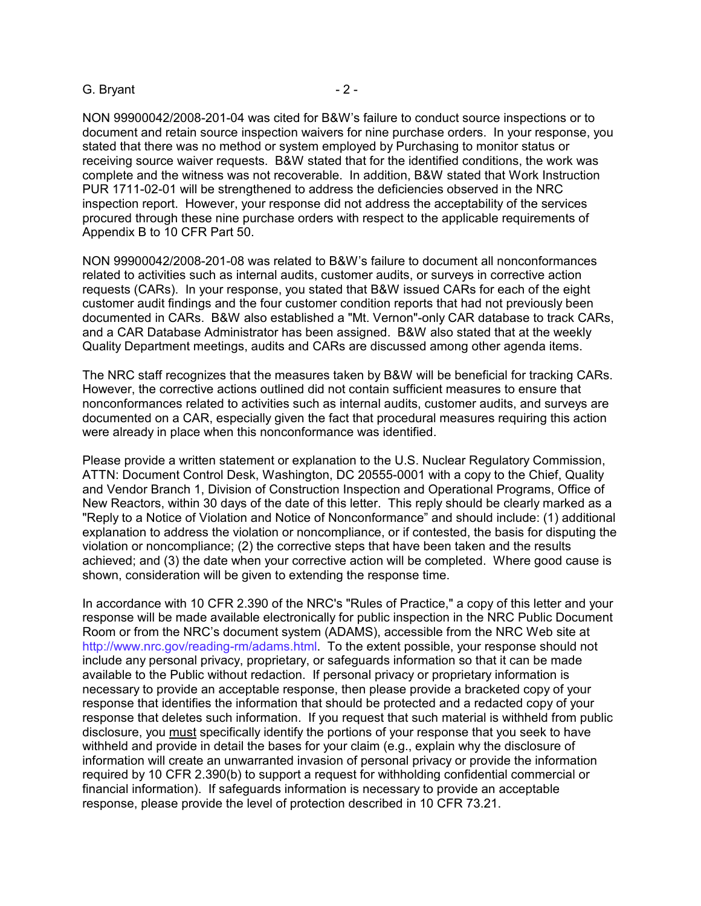NON 99900042/2008-201-04 was cited for B&W's failure to conduct source inspections or to document and retain source inspection waivers for nine purchase orders. In your response, you stated that there was no method or system employed by Purchasing to monitor status or receiving source waiver requests. B&W stated that for the identified conditions, the work was complete and the witness was not recoverable. In addition, B&W stated that Work Instruction PUR 1711-02-01 will be strengthened to address the deficiencies observed in the NRC inspection report. However, your response did not address the acceptability of the services procured through these nine purchase orders with respect to the applicable requirements of Appendix B to 10 CFR Part 50.

NON 99900042/2008-201-08 was related to B&W's failure to document all nonconformances related to activities such as internal audits, customer audits, or surveys in corrective action requests (CARs). In your response, you stated that B&W issued CARs for each of the eight customer audit findings and the four customer condition reports that had not previously been documented in CARs. B&W also established a "Mt. Vernon"-only CAR database to track CARs, and a CAR Database Administrator has been assigned. B&W also stated that at the weekly Quality Department meetings, audits and CARs are discussed among other agenda items.

The NRC staff recognizes that the measures taken by B&W will be beneficial for tracking CARs. However, the corrective actions outlined did not contain sufficient measures to ensure that nonconformances related to activities such as internal audits, customer audits, and surveys are documented on a CAR, especially given the fact that procedural measures requiring this action were already in place when this nonconformance was identified.

Please provide a written statement or explanation to the U.S. Nuclear Regulatory Commission, ATTN: Document Control Desk, Washington, DC 20555-0001 with a copy to the Chief, Quality and Vendor Branch 1, Division of Construction Inspection and Operational Programs, Office of New Reactors, within 30 days of the date of this letter. This reply should be clearly marked as a "Reply to a Notice of Violation and Notice of Nonconformance" and should include: (1) additional explanation to address the violation or noncompliance, or if contested, the basis for disputing the violation or noncompliance; (2) the corrective steps that have been taken and the results achieved; and (3) the date when your corrective action will be completed. Where good cause is shown, consideration will be given to extending the response time.

In accordance with 10 CFR 2.390 of the NRC's "Rules of Practice," a copy of this letter and your response will be made available electronically for public inspection in the NRC Public Document Room or from the NRC's document system (ADAMS), accessible from the NRC Web site at http://www.nrc.gov/reading-rm/adams.html. To the extent possible, your response should not include any personal privacy, proprietary, or safeguards information so that it can be made available to the Public without redaction. If personal privacy or proprietary information is necessary to provide an acceptable response, then please provide a bracketed copy of your response that identifies the information that should be protected and a redacted copy of your response that deletes such information. If you request that such material is withheld from public disclosure, you must specifically identify the portions of your response that you seek to have withheld and provide in detail the bases for your claim (e.g., explain why the disclosure of information will create an unwarranted invasion of personal privacy or provide the information required by 10 CFR 2.390(b) to support a request for withholding confidential commercial or financial information). If safeguards information is necessary to provide an acceptable response, please provide the level of protection described in 10 CFR 73.21.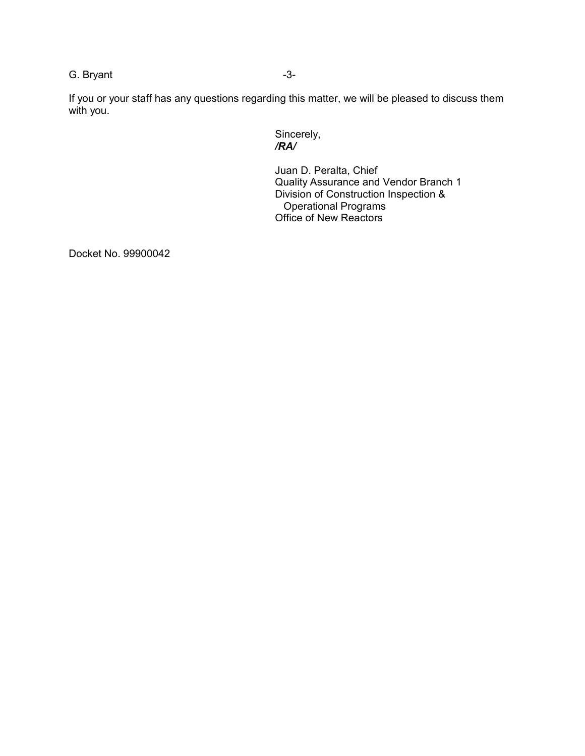If you or your staff has any questions regarding this matter, we will be pleased to discuss them with you.

Sincerely,
***/RA/***

Juan D. Peralta, Chief
Quality Assurance and Vendor Branch 1
Division of Construction Inspection &
Operational Programs
Office of New Reactors

Docket No. 99900042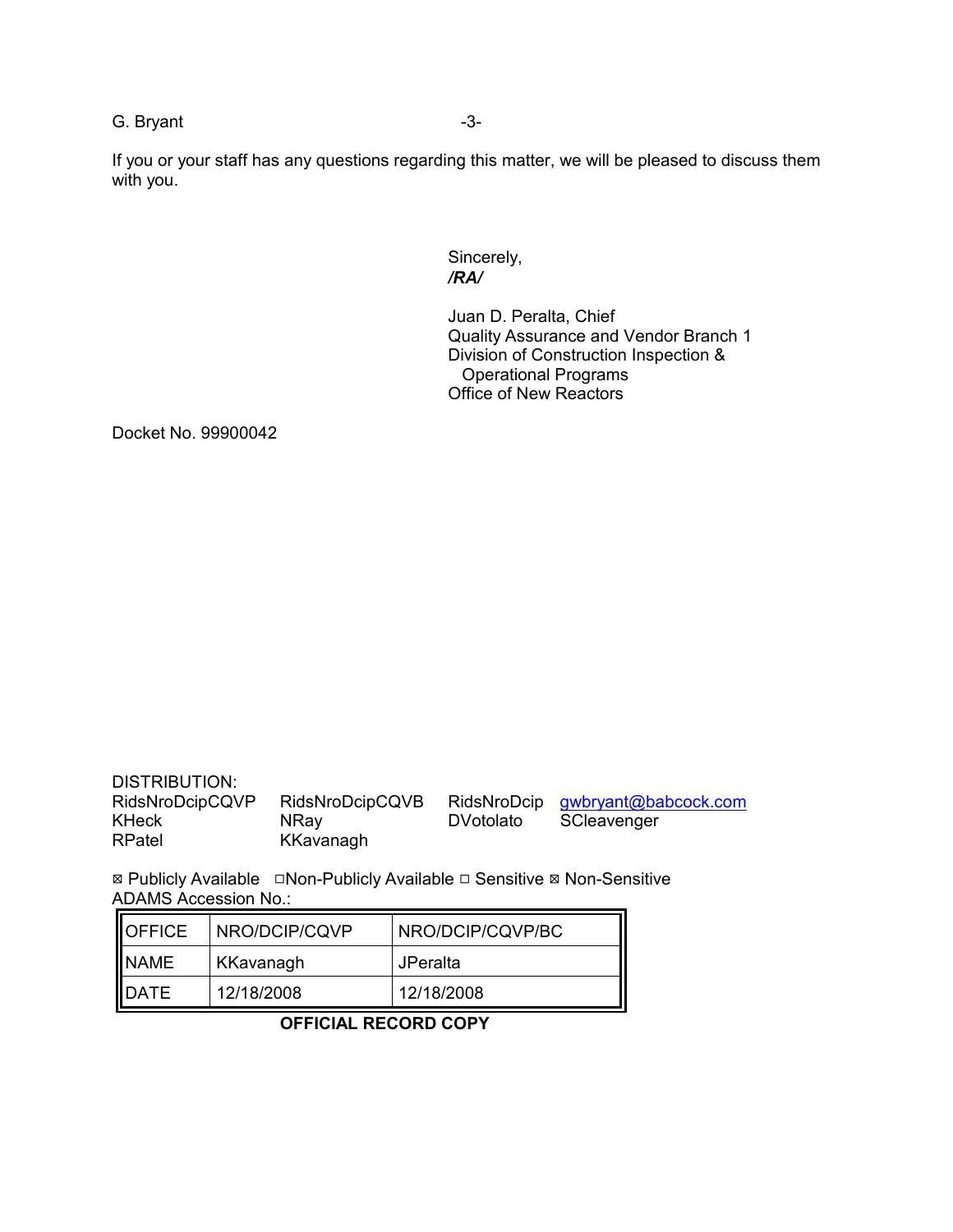G. Bryant

If you or your staff has any questions regarding this matter, we will be pleased to discuss them with you.

Sincerely,
***/RA/***

Juan D. Peralta, Chief
Quality Assurance and Vendor Branch 1
Division of Construction Inspection &
Operational Programs
Office of New Reactors

Docket No. 99900042

DISTRIBUTION:

| | | | |
|---|---|---|---|
| RidsNroDcipCQVP | RidsNroDcipCQVB | RidsNroDcip | gwbryant@babcock.com |
| KHeck | NRay | DVotolato | SCleavenger |
| RPatel | KKavanagh | | |

☒ Publicly Available ☐Non-Publicly Available ☐ Sensitive ☒ Non-Sensitive
ADAMS Accession No.:

| | | |
|---|---|---|
| OFFICE | NRO/DCIP/CQVP | NRO/DCIP/CQVP/BC |
| NAME | KKavanagh | JPeralta |
| DATE | 12/18/2008 | 12/18/2008 |

**OFFICIAL RECORD COPY**